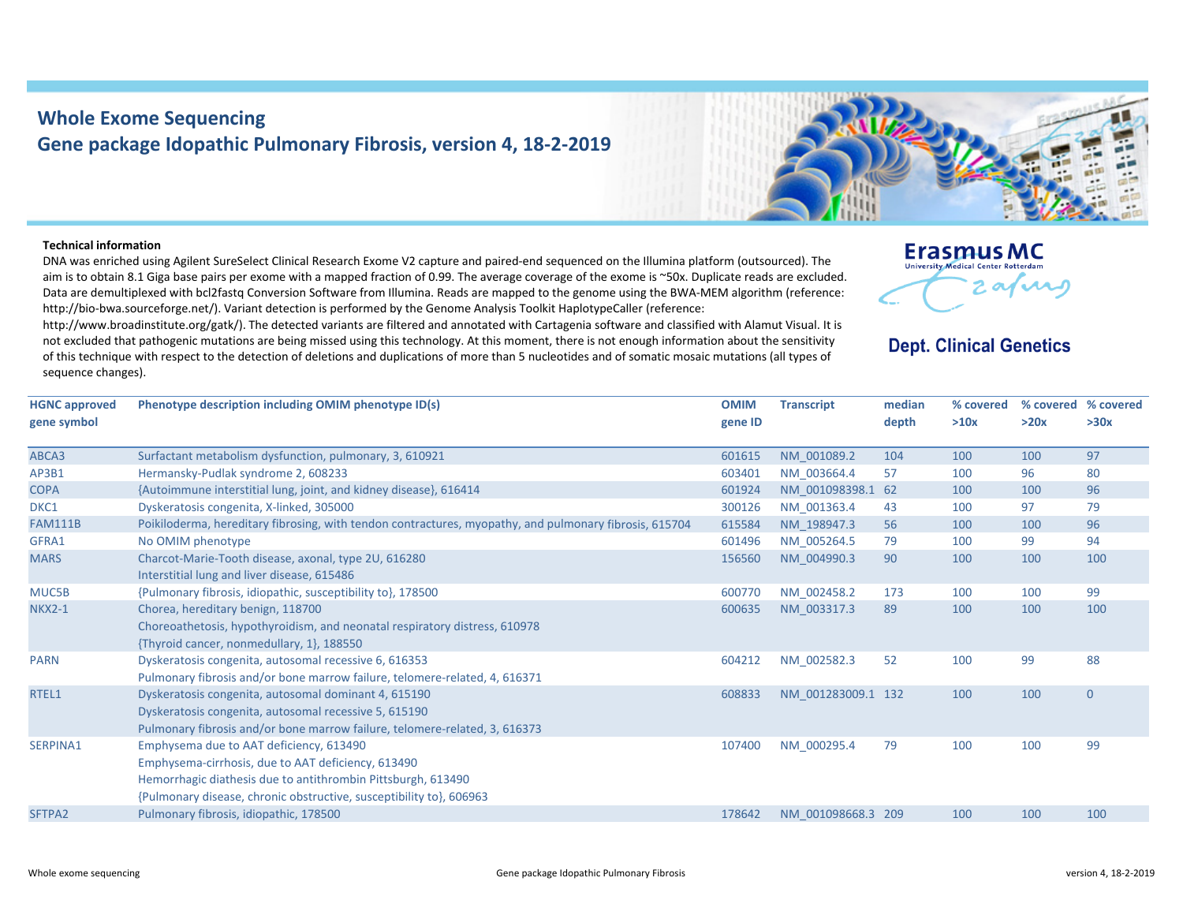# Whole Exome Sequencing

## Gene package Idopathic Pulmonary Fibrosis, version 4, 18-2-2019

Erasmus MC
University Medical Center Rotterdam

**Dept. Clinical Genetics**

**Technical information**

DNA was enriched using Agilent SureSelect Clinical Research Exome V2 capture and paired-end sequenced on the Illumina platform (outsourced). The aim is to obtain 8.1 Giga base pairs per exome with a mapped fraction of 0.99. The average coverage of the exome is ~50x. Duplicate reads are excluded. Data are demultiplexed with bcl2fastq Conversion Software from Illumina. Reads are mapped to the genome using the BWA-MEM algorithm (reference: http://bio-bwa.sourceforge.net/). Variant detection is performed by the Genome Analysis Toolkit HaplotypeCaller (reference: http://www.broadinstitute.org/gatk/). The detected variants are filtered and annotated with Cartagenia software and classified with Alamut Visual. It is not excluded that pathogenic mutations are being missed using this technology. At this moment, there is not enough information about the sensitivity of this technique with respect to the detection of deletions and duplications of more than 5 nucleotides and of somatic mosaic mutations (all types of sequence changes).

| HGNC approved gene symbol | Phenotype description including OMIM phenotype ID(s) | OMIM gene ID | Transcript | median depth | % covered >10x | % covered >20x | % covered >30x |
|---|---|---|---|---|---|---|---|
| ABCA3 | Surfactant metabolism dysfunction, pulmonary, 3, 610921 | 601615 | NM_001089.2 | 104 | 100 | 100 | 97 |
| AP3B1 | Hermansky-Pudlak syndrome 2, 608233 | 603401 | NM_003664.4 | 57 | 100 | 96 | 80 |
| COPA | {Autoimmune interstitial lung, joint, and kidney disease}, 616414 | 601924 | NM_001098398.1 | 62 | 100 | 100 | 96 |
| DKC1 | Dyskeratosis congenita, X-linked, 305000 | 300126 | NM_001363.4 | 43 | 100 | 97 | 79 |
| FAM111B | Poikiloderma, hereditary fibrosing, with tendon contractures, myopathy, and pulmonary fibrosis, 615704 | 615584 | NM_198947.3 | 56 | 100 | 100 | 96 |
| GFRA1 | No OMIM phenotype | 601496 | NM_005264.5 | 79 | 100 | 99 | 94 |
| MARS | Charcot-Marie-Tooth disease, axonal, type 2U, 616280<br>Interstitial lung and liver disease, 615486 | 156560 | NM_004990.3 | 90 | 100 | 100 | 100 |
| MUC5B | {Pulmonary fibrosis, idiopathic, susceptibility to}, 178500 | 600770 | NM_002458.2 | 173 | 100 | 100 | 99 |
| NKX2-1 | Chorea, hereditary benign, 118700<br>Choreoathetosis, hypothyroidism, and neonatal respiratory distress, 610978<br>{Thyroid cancer, nonmedullary, 1}, 188550 | 600635 | NM_003317.3 | 89 | 100 | 100 | 100 |
| PARN | Dyskeratosis congenita, autosomal recessive 6, 616353<br>Pulmonary fibrosis and/or bone marrow failure, telomere-related, 4, 616371 | 604212 | NM_002582.3 | 52 | 100 | 99 | 88 |
| RTEL1 | Dyskeratosis congenita, autosomal dominant 4, 615190<br>Dyskeratosis congenita, autosomal recessive 5, 615190<br>Pulmonary fibrosis and/or bone marrow failure, telomere-related, 3, 616373 | 608833 | NM_001283009.1 | 132 | 100 | 100 | 0 |
| SERPINA1 | Emphysema due to AAT deficiency, 613490<br>Emphysema-cirrhosis, due to AAT deficiency, 613490<br>Hemorrhagic diathesis due to antithrombin Pittsburgh, 613490<br>{Pulmonary disease, chronic obstructive, susceptibility to}, 606963 | 107400 | NM_000295.4 | 79 | 100 | 100 | 99 |
| SFTPA2 | Pulmonary fibrosis, idiopathic, 178500 | 178642 | NM_001098668.3 | 209 | 100 | 100 | 100 |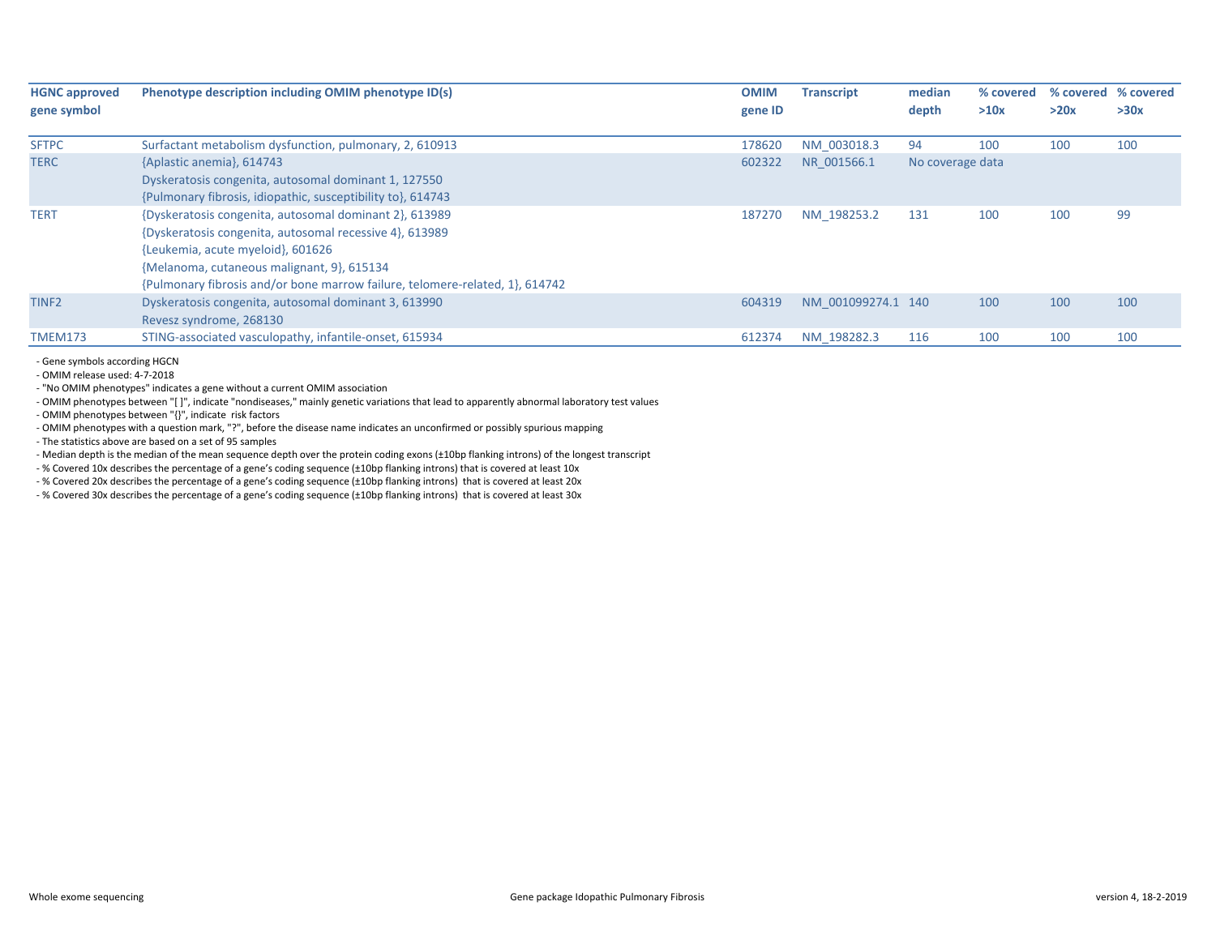| HGNC approved gene symbol | Phenotype description including OMIM phenotype ID(s) | OMIM gene ID | Transcript | median depth | % covered >10x | % covered >20x | % covered >30x |
|---|---|---|---|---|---|---|---|
| SFTPC | Surfactant metabolism dysfunction, pulmonary, 2, 610913 | 178620 | NM_003018.3 | 94 | 100 | 100 | 100 |
| TERC | {Aplastic anemia}, 614743<br>Dyskeratosis congenita, autosomal dominant 1, 127550<br>{Pulmonary fibrosis, idiopathic, susceptibility to}, 614743 | 602322 | NR_001566.1 | No coverage data | | | |
| TERT | {Dyskeratosis congenita, autosomal dominant 2}, 613989<br>{Dyskeratosis congenita, autosomal recessive 4}, 613989<br>{Leukemia, acute myeloid}, 601626<br>{Melanoma, cutaneous malignant, 9}, 615134<br>{Pulmonary fibrosis and/or bone marrow failure, telomere-related, 1}, 614742 | 187270 | NM_198253.2 | 131 | 100 | 100 | 99 |
| TINF2 | Dyskeratosis congenita, autosomal dominant 3, 613990<br>Revesz syndrome, 268130 | 604319 | NM_001099274.1 | 140 | 100 | 100 | 100 |
| TMEM173 | STING-associated vasculopathy, infantile-onset, 615934 | 612374 | NM_198282.3 | 116 | 100 | 100 | 100 |

- Gene symbols according HGCN
- OMIM release used: 4-7-2018
- "No OMIM phenotypes" indicates a gene without a current OMIM association
- OMIM phenotypes between "[ ]", indicate "nondiseases," mainly genetic variations that lead to apparently abnormal laboratory test values
- OMIM phenotypes between "{}", indicate risk factors
- OMIM phenotypes with a question mark, "?", before the disease name indicates an unconfirmed or possibly spurious mapping
- The statistics above are based on a set of 95 samples
- Median depth is the median of the mean sequence depth over the protein coding exons (±10bp flanking introns) of the longest transcript
- % Covered 10x describes the percentage of a gene's coding sequence (±10bp flanking introns) that is covered at least 10x
- % Covered 20x describes the percentage of a gene's coding sequence (±10bp flanking introns) that is covered at least 20x
- % Covered 30x describes the percentage of a gene's coding sequence (±10bp flanking introns) that is covered at least 30x